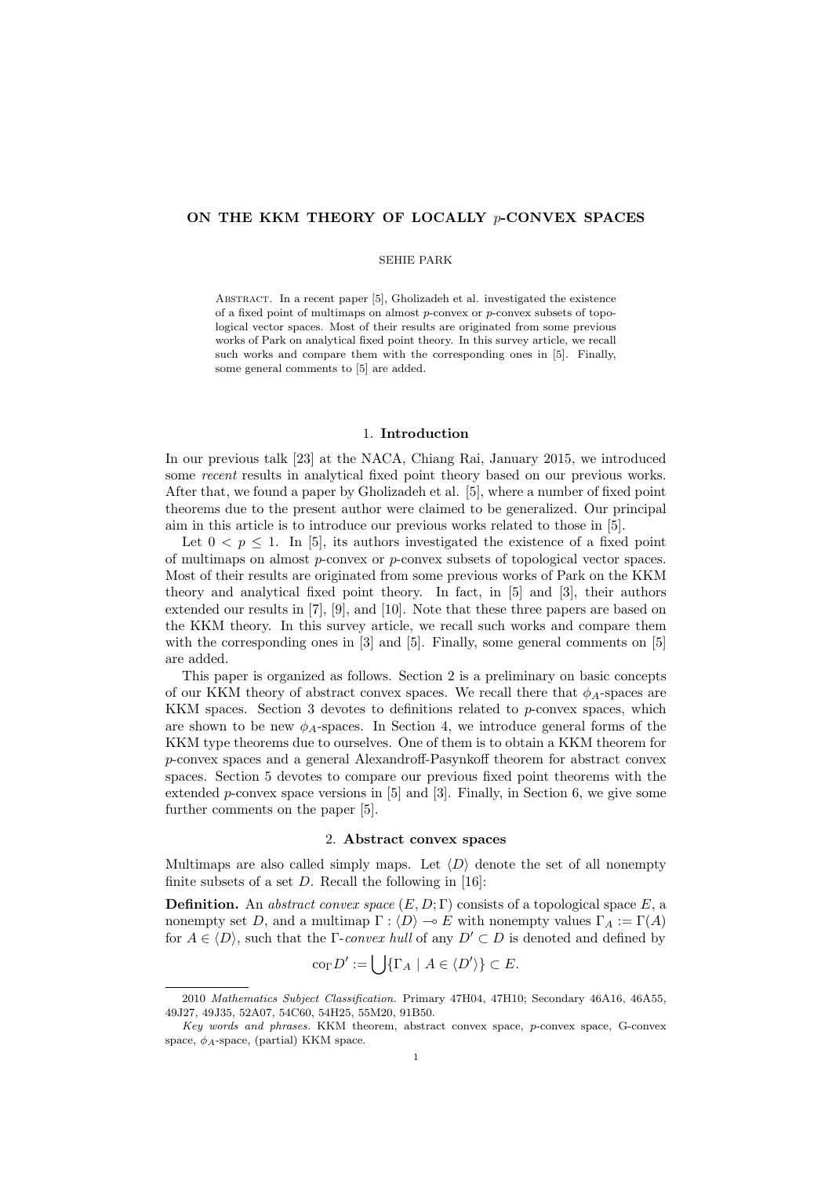# ON THE KKM THEORY OF LOCALLY $p$-CONVEX SPACES

SEHIE PARK

Abstract. In a recent paper [5], Gholizadeh et al. investigated the existence of a fixed point of multimaps on almost $p$-convex or $p$-convex subsets of topological vector spaces. Most of their results are originated from some previous works of Park on analytical fixed point theory. In this survey article, we recall such works and compare them with the corresponding ones in [5]. Finally, some general comments to [5] are added.

## 1. Introduction

In our previous talk [23] at the NACA, Chiang Rai, January 2015, we introduced some *recent* results in analytical fixed point theory based on our previous works. After that, we found a paper by Gholizadeh et al. [5], where a number of fixed point theorems due to the present author were claimed to be generalized. Our principal aim in this article is to introduce our previous works related to those in [5].

Let $0 < p \leq 1$. In [5], its authors investigated the existence of a fixed point of multimaps on almost $p$-convex or $p$-convex subsets of topological vector spaces. Most of their results are originated from some previous works of Park on the KKM theory and analytical fixed point theory. In fact, in [5] and [3], their authors extended our results in [7], [9], and [10]. Note that these three papers are based on the KKM theory. In this survey article, we recall such works and compare them with the corresponding ones in [3] and [5]. Finally, some general comments on [5] are added.

This paper is organized as follows. Section 2 is a preliminary on basic concepts of our KKM theory of abstract convex spaces. We recall there that $\phi_A$-spaces are KKM spaces. Section 3 devotes to definitions related to $p$-convex spaces, which are shown to be new $\phi_A$-spaces. In Section 4, we introduce general forms of the KKM type theorems due to ourselves. One of them is to obtain a KKM theorem for $p$-convex spaces and a general Alexandroff-Pasynkoff theorem for abstract convex spaces. Section 5 devotes to compare our previous fixed point theorems with the extended $p$-convex space versions in [5] and [3]. Finally, in Section 6, we give some further comments on the paper [5].

## 2. Abstract convex spaces

Multimaps are also called simply maps. Let $\langle D\rangle$ denote the set of all nonempty finite subsets of a set $D$. Recall the following in [16]:

**Definition.** An *abstract convex space* $(E, D; \Gamma)$ consists of a topological space $E$, a nonempty set $D$, and a multimap $\Gamma : \langle D\rangle \multimap E$ with nonempty values $\Gamma_A := \Gamma(A)$ for $A \in \langle D\rangle$, such that the $\Gamma$-*convex hull* of any $D' \subset D$ is denoted and defined by

$$\mathrm{co}_\Gamma D' := \bigcup\{\Gamma_A \mid A \in \langle D'\rangle\} \subset E.$$

---

2010 *Mathematics Subject Classification.* Primary 47H04, 47H10; Secondary 46A16, 46A55, 49J27, 49J35, 52A07, 54C60, 54H25, 55M20, 91B50.

*Key words and phrases.* KKM theorem, abstract convex space, $p$-convex space, G-convex space, $\phi_A$-space, (partial) KKM space.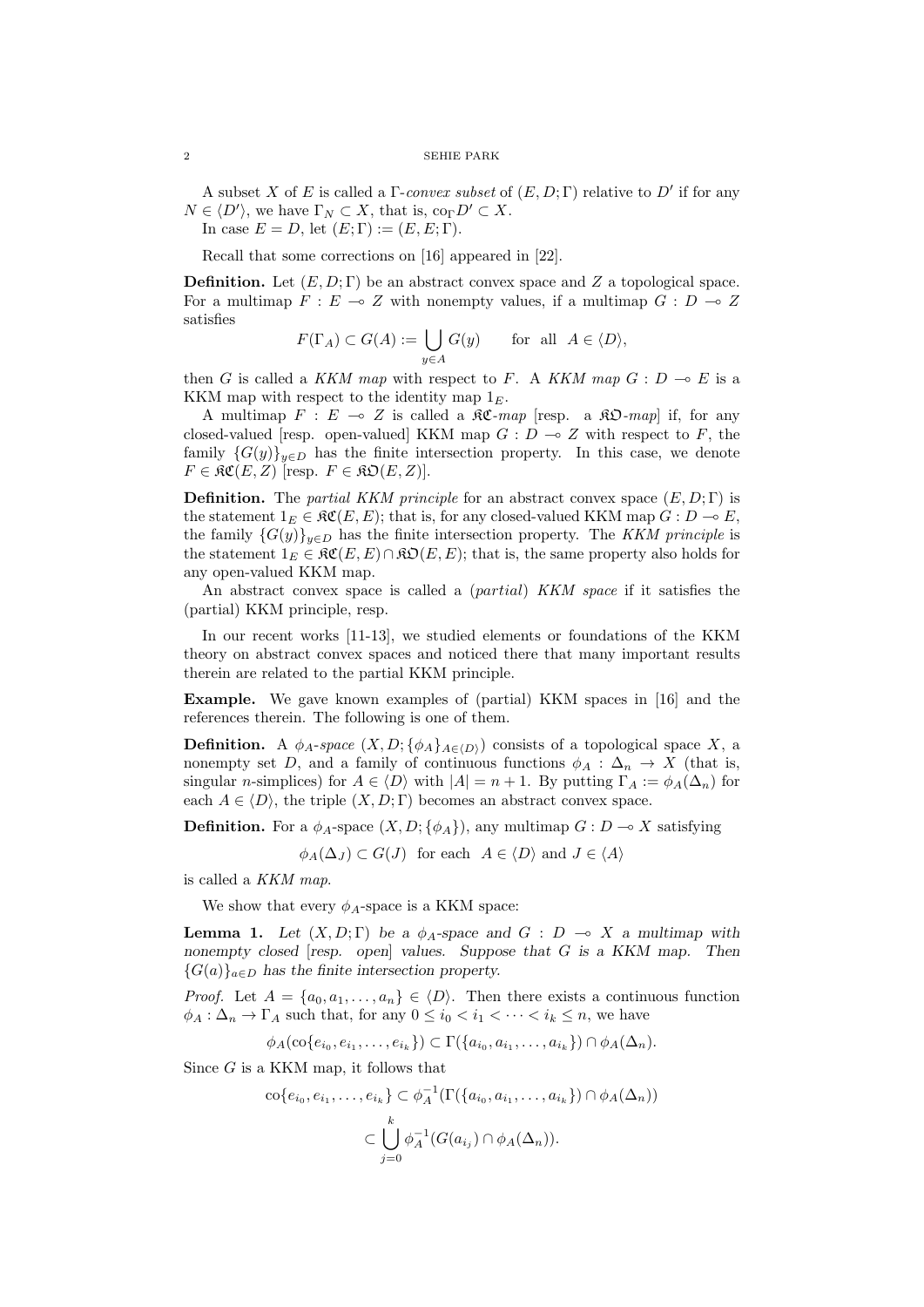A subset $X$ of $E$ is called a $\Gamma$-*convex subset* of $(E, D; \Gamma)$ relative to $D'$ if for any $N \in \langle D' \rangle$, we have $\Gamma_N \subset X$, that is, $\mathrm{co}_\Gamma D' \subset X$.

In case $E = D$, let $(E; \Gamma) := (E, E; \Gamma)$.

Recall that some corrections on [16] appeared in [22].

**Definition.** Let $(E, D; \Gamma)$ be an abstract convex space and $Z$ a topological space. For a multimap $F : E \multimap Z$ with nonempty values, if a multimap $G : D \multimap Z$ satisfies

$$F(\Gamma_A) \subset G(A) := \bigcup_{y \in A} G(y) \qquad \text{for all} \quad A \in \langle D \rangle,$$

then $G$ is called a *KKM map* with respect to $F$. A *KKM map* $G : D \multimap E$ is a KKM map with respect to the identity map $1_E$.

A multimap $F : E \multimap Z$ is called a $\mathfrak{KC}$-*map* [resp. a $\mathfrak{KO}$-*map*] if, for any closed-valued [resp. open-valued] KKM map $G : D \multimap Z$ with respect to $F$, the family $\{G(y)\}_{y \in D}$ has the finite intersection property. In this case, we denote $F \in \mathfrak{KC}(E, Z)$ [resp. $F \in \mathfrak{KO}(E, Z)$].

**Definition.** The *partial KKM principle* for an abstract convex space $(E, D; \Gamma)$ is the statement $1_E \in \mathfrak{KC}(E, E)$; that is, for any closed-valued KKM map $G : D \multimap E$, the family $\{G(y)\}_{y \in D}$ has the finite intersection property. The *KKM principle* is the statement $1_E \in \mathfrak{KC}(E, E) \cap \mathfrak{KO}(E, E)$; that is, the same property also holds for any open-valued KKM map.

An abstract convex space is called a (*partial*) *KKM space* if it satisfies the (partial) KKM principle, resp.

In our recent works [11-13], we studied elements or foundations of the KKM theory on abstract convex spaces and noticed there that many important results therein are related to the partial KKM principle.

**Example.** We gave known examples of (partial) KKM spaces in [16] and the references therein. The following is one of them.

**Definition.** A $\phi_A$-*space* $(X, D; \{\phi_A\}_{A \in \langle D \rangle})$ consists of a topological space $X$, a nonempty set $D$, and a family of continuous functions $\phi_A : \Delta_n \to X$ (that is, singular $n$-simplices) for $A \in \langle D \rangle$ with $|A| = n + 1$. By putting $\Gamma_A := \phi_A(\Delta_n)$ for each $A \in \langle D \rangle$, the triple $(X, D; \Gamma)$ becomes an abstract convex space.

**Definition.** For a $\phi_A$-space $(X, D; \{\phi_A\})$, any multimap $G : D \multimap X$ satisfying

$$\phi_A(\Delta_J) \subset G(J) \;\; \text{for each} \;\; A \in \langle D \rangle \text{ and } J \in \langle A \rangle$$

is called a *KKM map*.

We show that every $\phi_A$-space is a KKM space:

**Lemma 1.** *Let $(X, D; \Gamma)$ be a $\phi_A$-space and $G : D \multimap X$ a multimap with nonempty closed [resp. open] values. Suppose that $G$ is a KKM map. Then $\{G(a)\}_{a \in D}$ has the finite intersection property.*

*Proof.* Let $A = \{a_0, a_1, \ldots, a_n\} \in \langle D \rangle$. Then there exists a continuous function $\phi_A : \Delta_n \to \Gamma_A$ such that, for any $0 \le i_0 < i_1 < \cdots < i_k \le n$, we have

$$\phi_A(\mathrm{co}\{e_{i_0}, e_{i_1}, \ldots, e_{i_k}\}) \subset \Gamma(\{a_{i_0}, a_{i_1}, \ldots, a_{i_k}\}) \cap \phi_A(\Delta_n).$$

Since $G$ is a KKM map, it follows that

$$\begin{aligned} \mathrm{co}\{e_{i_0}, e_{i_1}, \ldots, e_{i_k}\} &\subset \phi_A^{-1}(\Gamma(\{a_{i_0}, a_{i_1}, \ldots, a_{i_k}\}) \cap \phi_A(\Delta_n)) \\ &\subset \bigcup_{j=0}^{k} \phi_A^{-1}(G(a_{i_j}) \cap \phi_A(\Delta_n)). \end{aligned}$$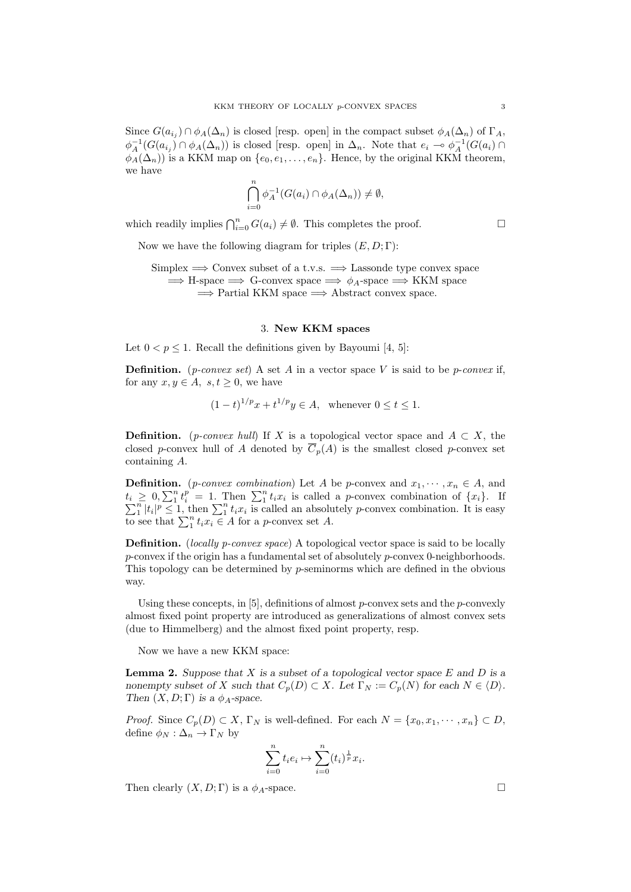Since $G(a_{i_j}) \cap \phi_A(\Delta_n)$ is closed [resp. open] in the compact subset $\phi_A(\Delta_n)$ of $\Gamma_A$, $\phi_A^{-1}(G(a_{i_j}) \cap \phi_A(\Delta_n))$ is closed [resp. open] in $\Delta_n$. Note that $e_i \multimap \phi_A^{-1}(G(a_i) \cap \phi_A(\Delta_n))$ is a KKM map on $\{e_0, e_1, \ldots, e_n\}$. Hence, by the original KKM theorem, we have

$$\bigcap_{i=0}^{n} \phi_A^{-1}(G(a_i) \cap \phi_A(\Delta_n)) \neq \emptyset,$$

which readily implies $\bigcap_{i=0}^{n} G(a_i) \neq \emptyset$. This completes the proof. □

Now we have the following diagram for triples $(E, D; \Gamma)$:

Simplex $\Longrightarrow$ Convex subset of a t.v.s. $\Longrightarrow$ Lassonde type convex space
$\Longrightarrow$ H-space $\Longrightarrow$ G-convex space $\Longrightarrow$ $\phi_A$-space $\Longrightarrow$ KKM space
$\Longrightarrow$ Partial KKM space $\Longrightarrow$ Abstract convex space.

## 3. New KKM spaces

Let $0 < p \leq 1$. Recall the definitions given by Bayoumi [4, 5]:

**Definition.** (*p-convex set*) A set $A$ in a vector space $V$ is said to be *p-convex* if, for any $x, y \in A,\ s, t \geq 0$, we have

$$(1-t)^{1/p} x + t^{1/p} y \in A, \quad \text{whenever } 0 \leq t \leq 1.$$

**Definition.** (*p-convex hull*) If $X$ is a topological vector space and $A \subset X$, the closed $p$-convex hull of $A$ denoted by $\overline{C}_p(A)$ is the smallest closed $p$-convex set containing $A$.

**Definition.** (*p-convex combination*) Let $A$ be $p$-convex and $x_1, \cdots, x_n \in A$, and $t_i \geq 0, \sum_1^n t_i^p = 1$. Then $\sum_1^n t_i x_i$ is called a $p$-convex combination of $\{x_i\}$. If $\sum_1^n |t_i|^p \leq 1$, then $\sum_1^n t_i x_i$ is called an absolutely $p$-convex combination. It is easy to see that $\sum_1^n t_i x_i \in A$ for a $p$-convex set $A$.

**Definition.** (*locally p-convex space*) A topological vector space is said to be locally $p$-convex if the origin has a fundamental set of absolutely $p$-convex 0-neighborhoods. This topology can be determined by $p$-seminorms which are defined in the obvious way.

Using these concepts, in [5], definitions of almost $p$-convex sets and the $p$-convexly almost fixed point property are introduced as generalizations of almost convex sets (due to Himmelberg) and the almost fixed point property, resp.

Now we have a new KKM space:

**Lemma 2.** *Suppose that $X$ is a subset of a topological vector space $E$ and $D$ is a nonempty subset of $X$ such that $C_p(D) \subset X$. Let $\Gamma_N := C_p(N)$ for each $N \in \langle D \rangle$. Then $(X, D; \Gamma)$ is a $\phi_A$-space.*

*Proof.* Since $C_p(D) \subset X$, $\Gamma_N$ is well-defined. For each $N = \{x_0, x_1, \cdots, x_n\} \subset D$, define $\phi_N : \Delta_n \to \Gamma_N$ by

$$\sum_{i=0}^{n} t_i e_i \mapsto \sum_{i=0}^{n} (t_i)^{\frac{1}{p}} x_i.$$

Then clearly $(X, D; \Gamma)$ is a $\phi_A$-space. □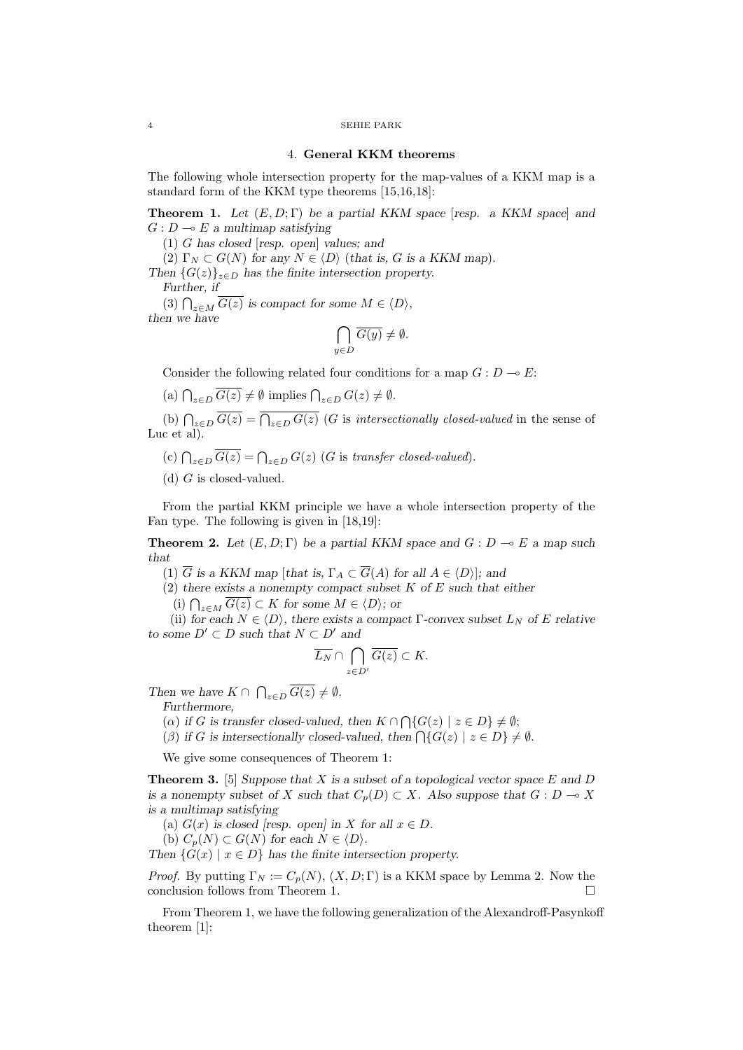## 4. General KKM theorems

The following whole intersection property for the map-values of a KKM map is a standard form of the KKM type theorems [15,16,18]:

**Theorem 1.** *Let $(E, D; \Gamma)$ be a partial KKM space [resp. a KKM space] and $G : D \multimap E$ a multimap satisfying*

*(1) $G$ has closed [resp. open] values; and*

*(2) $\Gamma_N \subset G(N)$ for any $N \in \langle D \rangle$ (that is, $G$ is a KKM map).*

*Then $\{G(z)\}_{z \in D}$ has the finite intersection property.*

*Further, if*

*(3) $\bigcap_{z \in M} \overline{G(z)}$ is compact for some $M \in \langle D \rangle$,*

*then we have*

$$\bigcap_{y \in D} \overline{G(y)} \neq \emptyset.$$

Consider the following related four conditions for a map $G : D \multimap E$:

(a) $\bigcap_{z \in D} \overline{G(z)} \neq \emptyset$ implies $\bigcap_{z \in D} G(z) \neq \emptyset$.

(b) $\bigcap_{z \in D} \overline{G(z)} = \overline{\bigcap_{z \in D} G(z)}$ ($G$ is *intersectionally closed-valued* in the sense of Luc et al).

(c) $\bigcap_{z \in D} \overline{G(z)} = \bigcap_{z \in D} G(z)$ ($G$ is *transfer closed-valued*).

(d) $G$ is closed-valued.

From the partial KKM principle we have a whole intersection property of the Fan type. The following is given in [18,19]:

**Theorem 2.** *Let $(E, D; \Gamma)$ be a partial KKM space and $G : D \multimap E$ a map such that*

*(1) $\overline{G}$ is a KKM map [that is, $\Gamma_A \subset \overline{G}(A)$ for all $A \in \langle D \rangle$]; and*

*(2) there exists a nonempty compact subset $K$ of $E$ such that either*

*(i) $\bigcap_{z \in M} \overline{G(z)} \subset K$ for some $M \in \langle D \rangle$; or*

*(ii) for each $N \in \langle D \rangle$, there exists a compact $\Gamma$-convex subset $L_N$ of $E$ relative to some $D' \subset D$ such that $N \subset D'$ and*

$$\overline{L_N} \cap \bigcap_{z \in D'} \overline{G(z)} \subset K.$$

*Then we have $K \cap \bigcap_{z \in D} \overline{G(z)} \neq \emptyset$.*

*Furthermore,*

*($\alpha$) if $G$ is transfer closed-valued, then $K \cap \bigcap \{G(z) \mid z \in D\} \neq \emptyset$;*

*($\beta$) if $G$ is intersectionally closed-valued, then $\bigcap \{G(z) \mid z \in D\} \neq \emptyset$.*

We give some consequences of Theorem 1:

**Theorem 3.** [5] *Suppose that $X$ is a subset of a topological vector space $E$ and $D$ is a nonempty subset of $X$ such that $C_p(D) \subset X$. Also suppose that $G : D \multimap X$ is a multimap satisfying*

*(a) $G(x)$ is closed [resp. open] in $X$ for all $x \in D$.*

*(b) $C_p(N) \subset G(N)$ for each $N \in \langle D \rangle$.*

*Then $\{G(x) \mid x \in D\}$ has the finite intersection property.*

*Proof.* By putting $\Gamma_N := C_p(N)$, $(X, D; \Gamma)$ is a KKM space by Lemma 2. Now the conclusion follows from Theorem 1. □

From Theorem 1, we have the following generalization of the Alexandroff-Pasynkoff theorem [1]: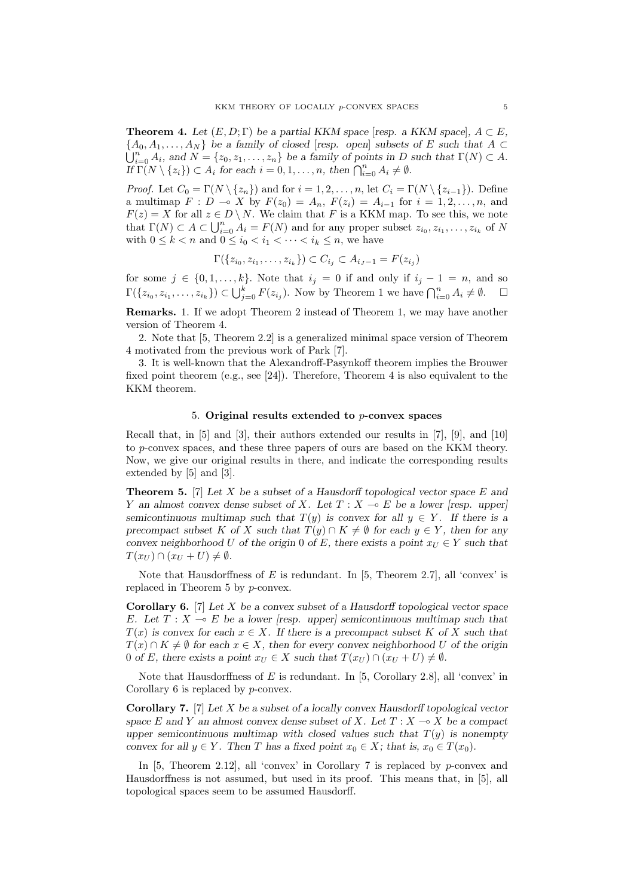**Theorem 4.** *Let $(E, D; \Gamma)$ be a partial KKM space [resp. a KKM space], $A \subset E$, $\{A_0, A_1, \ldots, A_N\}$ be a family of closed [resp. open] subsets of $E$ such that $A \subset \bigcup_{i=0}^n A_i$, and $N = \{z_0, z_1, \ldots, z_n\}$ be a family of points in $D$ such that $\Gamma(N) \subset A$. If $\Gamma(N \setminus \{z_i\}) \subset A_i$ for each $i = 0, 1, \ldots, n$, then $\bigcap_{i=0}^n A_i \neq \emptyset$.*

*Proof.* Let $C_0 = \Gamma(N \setminus \{z_n\})$ and for $i = 1, 2, \ldots, n$, let $C_i = \Gamma(N \setminus \{z_{i-1}\})$. Define a multimap $F : D \multimap X$ by $F(z_0) = A_n$, $F(z_i) = A_{i-1}$ for $i = 1, 2, \ldots, n$, and $F(z) = X$ for all $z \in D \setminus N$. We claim that $F$ is a KKM map. To see this, we note that $\Gamma(N) \subset A \subset \bigcup_{i=0}^n A_i = F(N)$ and for any proper subset $z_{i_0}, z_{i_1}, \ldots, z_{i_k}$ of $N$ with $0 \leq k < n$ and $0 \leq i_0 < i_1 < \cdots < i_k \leq n$, we have

$$\Gamma(\{z_{i_0}, z_{i_1}, \ldots, z_{i_k}\}) \subset C_{i_j} \subset A_{i_J - 1} = F(z_{i_j})$$

for some $j \in \{0, 1, \ldots, k\}$. Note that $i_j = 0$ if and only if $i_j - 1 = n$, and so $\Gamma(\{z_{i_0}, z_{i_1}, \ldots, z_{i_k}\}) \subset \bigcup_{j=0}^k F(z_{i_j})$. Now by Theorem 1 we have $\bigcap_{i=0}^n A_i \neq \emptyset$. $\square$

**Remarks.** 1. If we adopt Theorem 2 instead of Theorem 1, we may have another version of Theorem 4.

2. Note that [5, Theorem 2.2] is a generalized minimal space version of Theorem 4 motivated from the previous work of Park [7].

3. It is well-known that the Alexandroff-Pasynkoff theorem implies the Brouwer fixed point theorem (e.g., see [24]). Therefore, Theorem 4 is also equivalent to the KKM theorem.

## 5. Original results extended to $p$-convex spaces

Recall that, in [5] and [3], their authors extended our results in [7], [9], and [10] to $p$-convex spaces, and these three papers of ours are based on the KKM theory. Now, we give our original results in there, and indicate the corresponding results extended by [5] and [3].

**Theorem 5.** [7] *Let $X$ be a subset of a Hausdorff topological vector space $E$ and $Y$ an almost convex dense subset of $X$. Let $T : X \multimap E$ be a lower [resp. upper] semicontinuous multimap such that $T(y)$ is convex for all $y \in Y$. If there is a precompact subset $K$ of $X$ such that $T(y) \cap K \neq \emptyset$ for each $y \in Y$, then for any convex neighborhood $U$ of the origin $0$ of $E$, there exists a point $x_U \in Y$ such that $T(x_U) \cap (x_U + U) \neq \emptyset$.*

Note that Hausdorffness of $E$ is redundant. In [5, Theorem 2.7], all 'convex' is replaced in Theorem 5 by $p$-convex.

**Corollary 6.** [7] *Let $X$ be a convex subset of a Hausdorff topological vector space $E$. Let $T : X \multimap E$ be a lower [resp. upper] semicontinuous multimap such that $T(x)$ is convex for each $x \in X$. If there is a precompact subset $K$ of $X$ such that $T(x) \cap K \neq \emptyset$ for each $x \in X$, then for every convex neighborhood $U$ of the origin $0$ of $E$, there exists a point $x_U \in X$ such that $T(x_U) \cap (x_U + U) \neq \emptyset$.*

Note that Hausdorffness of $E$ is redundant. In [5, Corollary 2.8], all 'convex' in Corollary 6 is replaced by $p$-convex.

**Corollary 7.** [7] *Let $X$ be a subset of a locally convex Hausdorff topological vector space $E$ and $Y$ an almost convex dense subset of $X$. Let $T : X \multimap X$ be a compact upper semicontinuous multimap with closed values such that $T(y)$ is nonempty convex for all $y \in Y$. Then $T$ has a fixed point $x_0 \in X$; that is, $x_0 \in T(x_0)$.*

In [5, Theorem 2.12], all 'convex' in Corollary 7 is replaced by $p$-convex and Hausdorffness is not assumed, but used in its proof. This means that, in [5], all topological spaces seem to be assumed Hausdorff.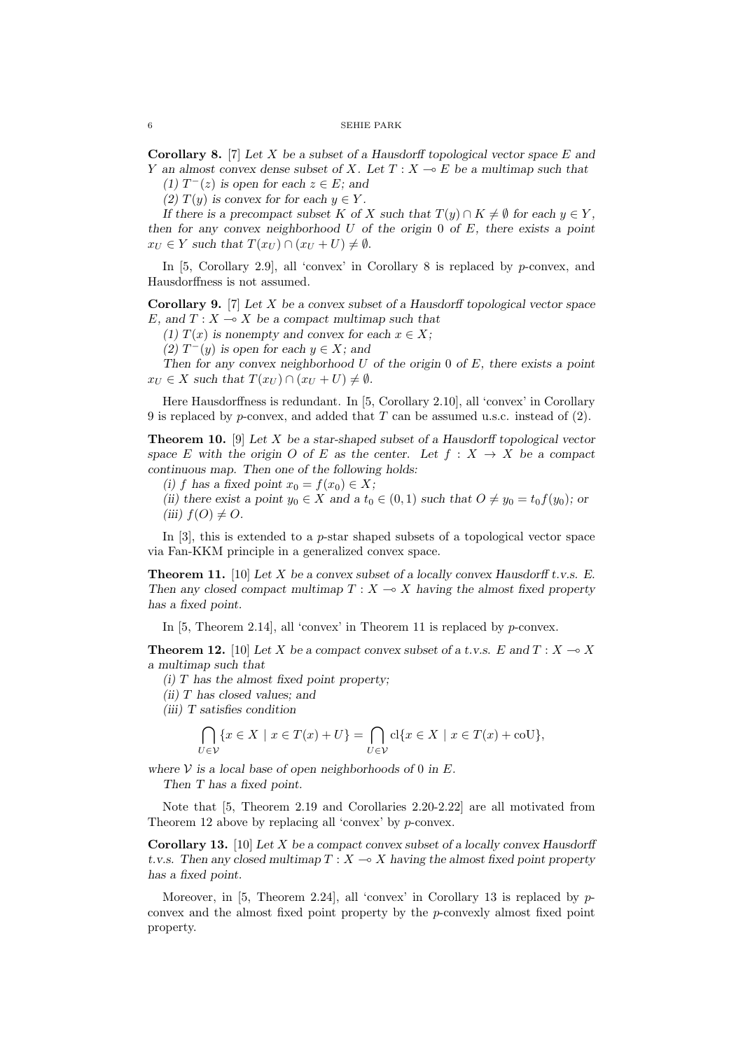**Corollary 8.** [7] *Let $X$ be a subset of a Hausdorff topological vector space $E$ and $Y$ an almost convex dense subset of $X$. Let $T : X \multimap E$ be a multimap such that*

*(1) $T^{-}(z)$ is open for each $z \in E$; and*

*(2) $T(y)$ is convex for for each $y \in Y$.*

*If there is a precompact subset $K$ of $X$ such that $T(y) \cap K \neq \emptyset$ for each $y \in Y$, then for any convex neighborhood $U$ of the origin $0$ of $E$, there exists a point $x_U \in Y$ such that $T(x_U) \cap (x_U + U) \neq \emptyset$.*

In [5, Corollary 2.9], all 'convex' in Corollary 8 is replaced by $p$-convex, and Hausdorffness is not assumed.

**Corollary 9.** [7] *Let $X$ be a convex subset of a Hausdorff topological vector space $E$, and $T : X \multimap X$ be a compact multimap such that*

*(1) $T(x)$ is nonempty and convex for $x \in X$;*

*(2) $T^{-}(y)$ is open for each $y \in X$; and*

*Then for any convex neighborhood $U$ of the origin $0$ of $E$, there exists a point $x_U \in X$ such that $T(x_U) \cap (x_U + U) \neq \emptyset$.*

Here Hausdorffness is redundant. In [5, Corollary 2.10], all 'convex' in Corollary 9 is replaced by $p$-convex, and added that $T$ can be assumed u.s.c. instead of (2).

**Theorem 10.** [9] *Let $X$ be a star-shaped subset of a Hausdorff topological vector space $E$ with the origin $O$ of $E$ as the center. Let $f : X \to X$ be a compact continuous map. Then one of the following holds:*

*(i) $f$ has a fixed point $x_0 = f(x_0) \in X$;*

*(ii) there exist a point $y_0 \in X$ and a $t_0 \in (0, 1)$ such that $O \neq y_0 = t_0 f(y_0)$; or*

*(iii) $f(O) \neq O$.*

In [3], this is extended to a $p$-star shaped subsets of a topological vector space via Fan-KKM principle in a generalized convex space.

**Theorem 11.** [10] *Let $X$ be a convex subset of a locally convex Hausdorff t.v.s. $E$. Then any closed compact multimap $T : X \multimap X$ having the almost fixed property has a fixed point.*

In [5, Theorem 2.14], all 'convex' in Theorem 11 is replaced by $p$-convex.

**Theorem 12.** [10] *Let $X$ be a compact convex subset of a t.v.s. $E$ and $T : X \multimap X$ a multimap such that*

*(i) $T$ has the almost fixed point property;*

*(ii) $T$ has closed values; and*

*(iii) $T$ satisfies condition*

$$\bigcap_{U \in \mathcal{V}} \{x \in X \mid x \in T(x) + U\} = \bigcap_{U \in \mathcal{V}} \mathrm{cl}\{x \in X \mid x \in T(x) + \mathrm{coU}\},$$

*where $\mathcal{V}$ is a local base of open neighborhoods of $0$ in $E$.*

*Then $T$ has a fixed point.*

Note that [5, Theorem 2.19 and Corollaries 2.20-2.22] are all motivated from Theorem 12 above by replacing all 'convex' by $p$-convex.

**Corollary 13.** [10] *Let $X$ be a compact convex subset of a locally convex Hausdorff t.v.s. Then any closed multimap $T : X \multimap X$ having the almost fixed point property has a fixed point.*

Moreover, in [5, Theorem 2.24], all 'convex' in Corollary 13 is replaced by $p$-convex and the almost fixed point property by the $p$-convexly almost fixed point property.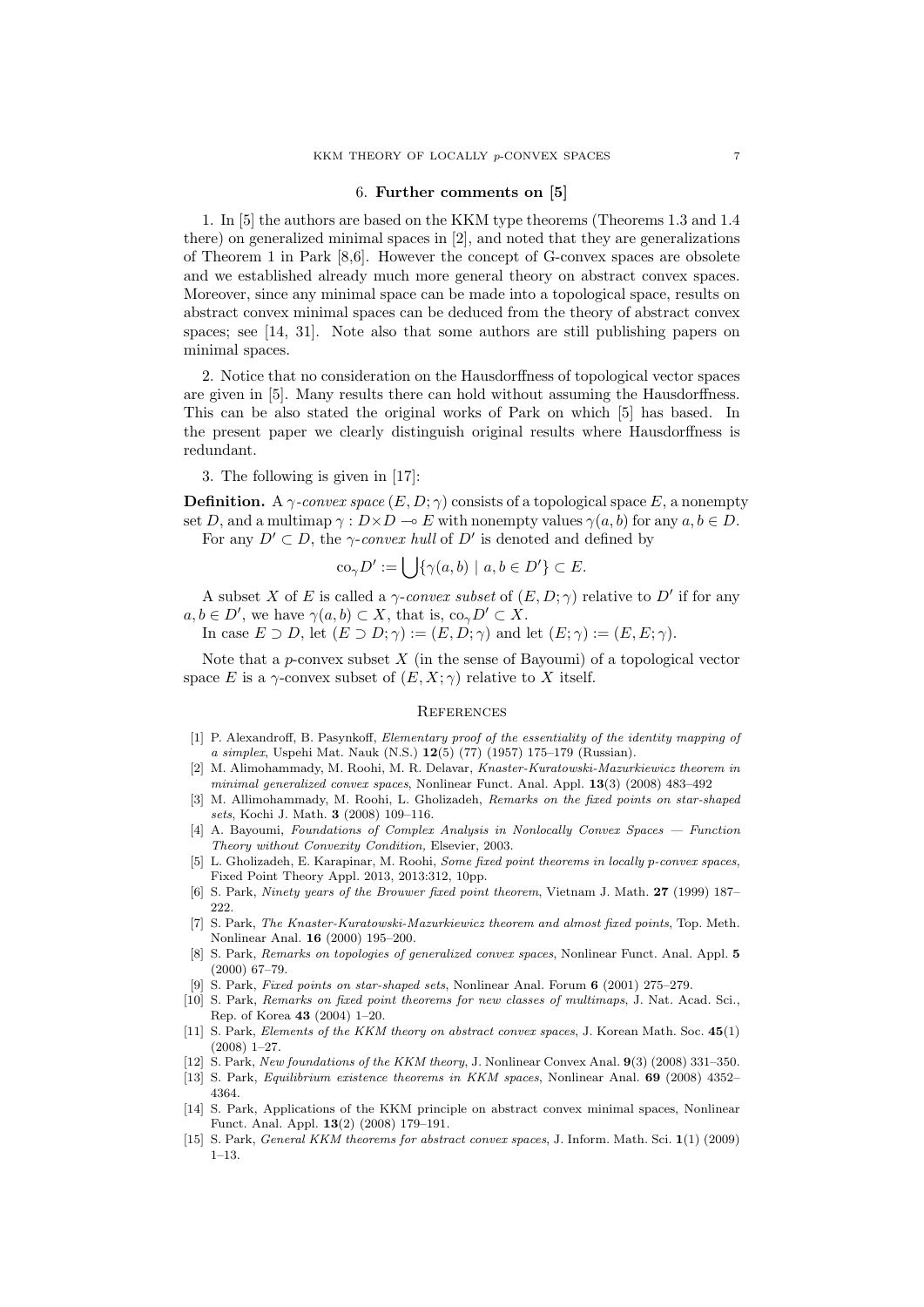## 6. Further comments on [5]

1. In [5] the authors are based on the KKM type theorems (Theorems 1.3 and 1.4 there) on generalized minimal spaces in [2], and noted that they are generalizations of Theorem 1 in Park [8,6]. However the concept of G-convex spaces are obsolete and we established already much more general theory on abstract convex spaces. Moreover, since any minimal space can be made into a topological space, results on abstract convex minimal spaces can be deduced from the theory of abstract convex spaces; see [14, 31]. Note also that some authors are still publishing papers on minimal spaces.

2. Notice that no consideration on the Hausdorffness of topological vector spaces are given in [5]. Many results there can hold without assuming the Hausdorffness. This can be also stated the original works of Park on which [5] has based. In the present paper we clearly distinguish original results where Hausdorffness is redundant.

3. The following is given in [17]:

**Definition.** A *$\gamma$-convex space* $(E, D; \gamma)$ consists of a topological space $E$, a nonempty set $D$, and a multimap $\gamma : D \times D \multimap E$ with nonempty values $\gamma(a, b)$ for any $a, b \in D$.

For any $D' \subset D$, the *$\gamma$-convex hull* of $D'$ is denoted and defined by

$$\mathrm{co}_\gamma D' := \bigcup \{\gamma(a, b) \mid a, b \in D'\} \subset E.$$

A subset $X$ of $E$ is called a *$\gamma$-convex subset* of $(E, D; \gamma)$ relative to $D'$ if for any $a, b \in D'$, we have $\gamma(a, b) \subset X$, that is, $\mathrm{co}_\gamma D' \subset X$.

In case $E \supset D$, let $(E \supset D; \gamma) := (E, D; \gamma)$ and let $(E; \gamma) := (E, E; \gamma)$.

Note that a $p$-convex subset $X$ (in the sense of Bayoumi) of a topological vector space $E$ is a $\gamma$-convex subset of $(E, X; \gamma)$ relative to $X$ itself.

## References

[1] P. Alexandroff, B. Pasynkoff, *Elementary proof of the essentiality of the identity mapping of a simplex*, Uspehi Mat. Nauk (N.S.) **12**(5) (77) (1957) 175–179 (Russian).

[2] M. Alimohammady, M. Roohi, M. R. Delavar, *Knaster-Kuratowski-Mazurkiewicz theorem in minimal generalized convex spaces*, Nonlinear Funct. Anal. Appl. **13**(3) (2008) 483–492

[3] M. Allimohammady, M. Roohi, L. Gholizadeh, *Remarks on the fixed points on star-shaped sets*, Kochi J. Math. **3** (2008) 109–116.

[4] A. Bayoumi, *Foundations of Complex Analysis in Nonlocally Convex Spaces — Function Theory without Convexity Condition,* Elsevier, 2003.

[5] L. Gholizadeh, E. Karapinar, M. Roohi, *Some fixed point theorems in locally p-convex spaces*, Fixed Point Theory Appl. 2013, 2013:312, 10pp.

[6] S. Park, *Ninety years of the Brouwer fixed point theorem*, Vietnam J. Math. **27** (1999) 187–222.

[7] S. Park, *The Knaster-Kuratowski-Mazurkiewicz theorem and almost fixed points*, Top. Meth. Nonlinear Anal. **16** (2000) 195–200.

[8] S. Park, *Remarks on topologies of generalized convex spaces*, Nonlinear Funct. Anal. Appl. **5** (2000) 67–79.

[9] S. Park, *Fixed points on star-shaped sets*, Nonlinear Anal. Forum **6** (2001) 275–279.

[10] S. Park, *Remarks on fixed point theorems for new classes of multimaps*, J. Nat. Acad. Sci., Rep. of Korea **43** (2004) 1–20.

[11] S. Park, *Elements of the KKM theory on abstract convex spaces*, J. Korean Math. Soc. **45**(1) (2008) 1–27.

[12] S. Park, *New foundations of the KKM theory*, J. Nonlinear Convex Anal. **9**(3) (2008) 331–350.

[13] S. Park, *Equilibrium existence theorems in KKM spaces*, Nonlinear Anal. **69** (2008) 4352–4364.

[14] S. Park, Applications of the KKM principle on abstract convex minimal spaces, Nonlinear Funct. Anal. Appl. **13**(2) (2008) 179–191.

[15] S. Park, *General KKM theorems for abstract convex spaces*, J. Inform. Math. Sci. **1**(1) (2009) 1–13.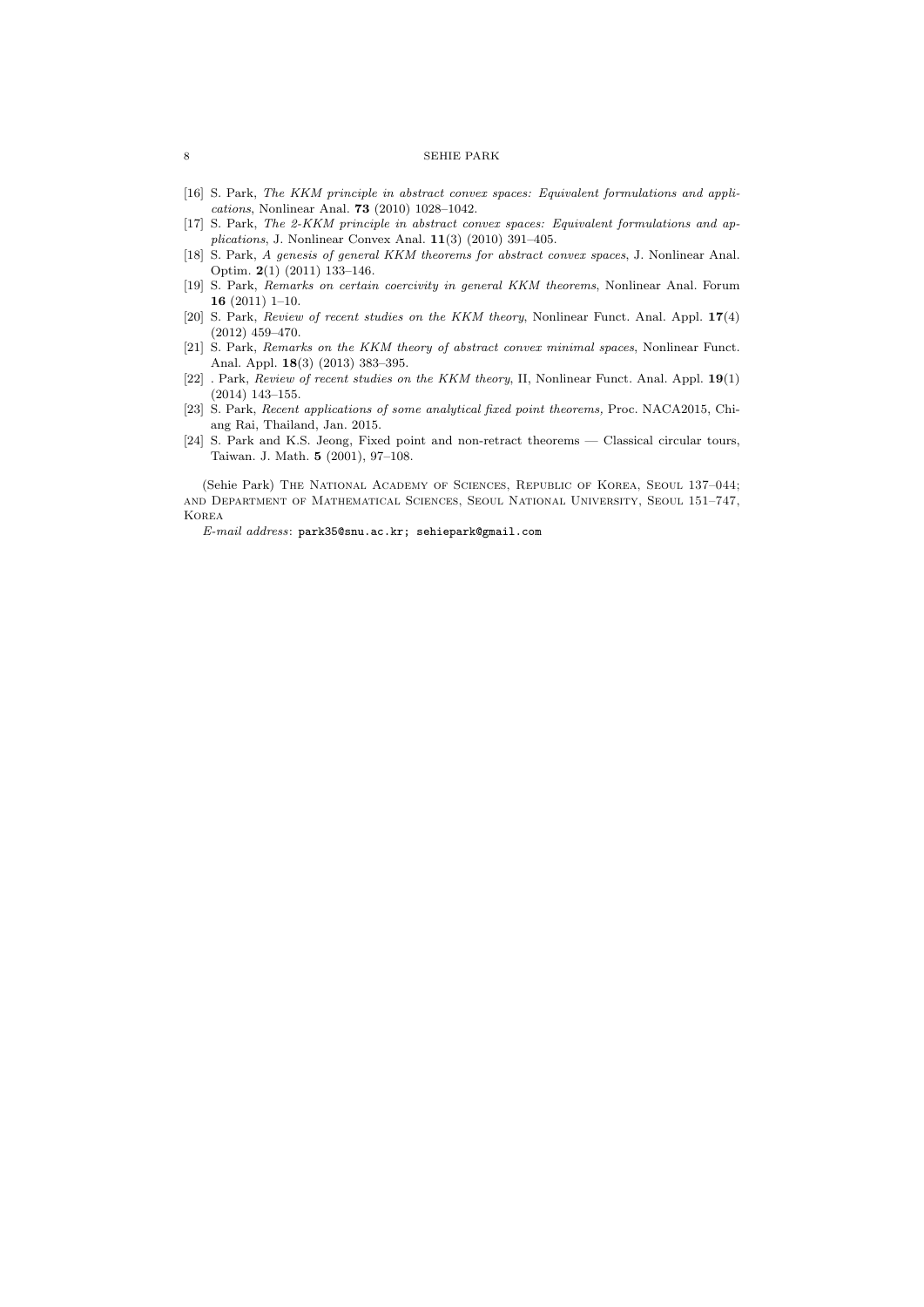[16] S. Park, *The KKM principle in abstract convex spaces: Equivalent formulations and applications*, Nonlinear Anal. **73** (2010) 1028–1042.

[17] S. Park, *The 2-KKM principle in abstract convex spaces: Equivalent formulations and applications*, J. Nonlinear Convex Anal. **11**(3) (2010) 391–405.

[18] S. Park, *A genesis of general KKM theorems for abstract convex spaces*, J. Nonlinear Anal. Optim. **2**(1) (2011) 133–146.

[19] S. Park, *Remarks on certain coercivity in general KKM theorems*, Nonlinear Anal. Forum **16** (2011) 1–10.

[20] S. Park, *Review of recent studies on the KKM theory*, Nonlinear Funct. Anal. Appl. **17**(4) (2012) 459–470.

[21] S. Park, *Remarks on the KKM theory of abstract convex minimal spaces*, Nonlinear Funct. Anal. Appl. **18**(3) (2013) 383–395.

[22] . Park, *Review of recent studies on the KKM theory*, II, Nonlinear Funct. Anal. Appl. **19**(1) (2014) 143–155.

[23] S. Park, *Recent applications of some analytical fixed point theorems,* Proc. NACA2015, Chiang Rai, Thailand, Jan. 2015.

[24] S. Park and K.S. Jeong, Fixed point and non-retract theorems — Classical circular tours, Taiwan. J. Math. **5** (2001), 97–108.

(Sehie Park) The National Academy of Sciences, Republic of Korea, Seoul 137–044; and Department of Mathematical Sciences, Seoul National University, Seoul 151–747, Korea

*E-mail address*: park35@snu.ac.kr; sehiepark@gmail.com